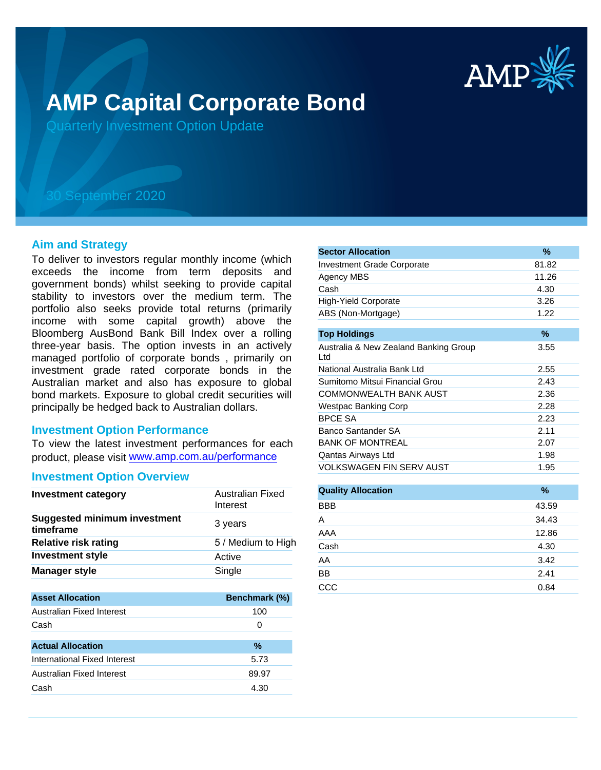# AMP Capital Corporate Bond

Quarterly Investment Option Update

30 September 2020

## Aim and Strategy

To deliver to investors regular monthly income (which exceeds the income from term deposits and government bonds) whilst seeking to provide capital stability to investors over the medium term. The portfolio also seeks provide total returns (primarily income with some capital growth) above the Bloomberg AusBond Bank Bill Index over a rolling three-year basis. The option invests in an actively managed portfolio of corporate bonds , primarily on investment grade rated corporate bonds in the Australian market and also has exposure to global bond markets. Exposure to global credit securities will principally be hedged back to Australian dollars.

## Investment Option Performance

To view the latest investment performances for each product, please visit www.amp.com.au/performance

## Investment Option Overview

| | |
|---|---|
| **Investment category** | Australian Fixed Interest |
| **Suggested minimum investment timeframe** | 3 years |
| **Relative risk rating** | 5 / Medium to High |
| **Investment style** | Active |
| **Manager style** | Single |

| Asset Allocation | Benchmark (%) |
|---|---|
| Australian Fixed Interest | 100 |
| Cash | 0 |

| Actual Allocation | % |
|---|---|
| International Fixed Interest | 5.73 |
| Australian Fixed Interest | 89.97 |
| Cash | 4.30 |

| Sector Allocation | % |
|---|---|
| Investment Grade Corporate | 81.82 |
| Agency MBS | 11.26 |
| Cash | 4.30 |
| High-Yield Corporate | 3.26 |
| ABS (Non-Mortgage) | 1.22 |

| Top Holdings | % |
|---|---|
| Australia & New Zealand Banking Group Ltd | 3.55 |
| National Australia Bank Ltd | 2.55 |
| Sumitomo Mitsui Financial Grou | 2.43 |
| COMMONWEALTH BANK AUST | 2.36 |
| Westpac Banking Corp | 2.28 |
| BPCE SA | 2.23 |
| Banco Santander SA | 2.11 |
| BANK OF MONTREAL | 2.07 |
| Qantas Airways Ltd | 1.98 |
| VOLKSWAGEN FIN SERV AUST | 1.95 |

| Quality Allocation | % |
|---|---|
| BBB | 43.59 |
| A | 34.43 |
| AAA | 12.86 |
| Cash | 4.30 |
| AA | 3.42 |
| BB | 2.41 |
| CCC | 0.84 |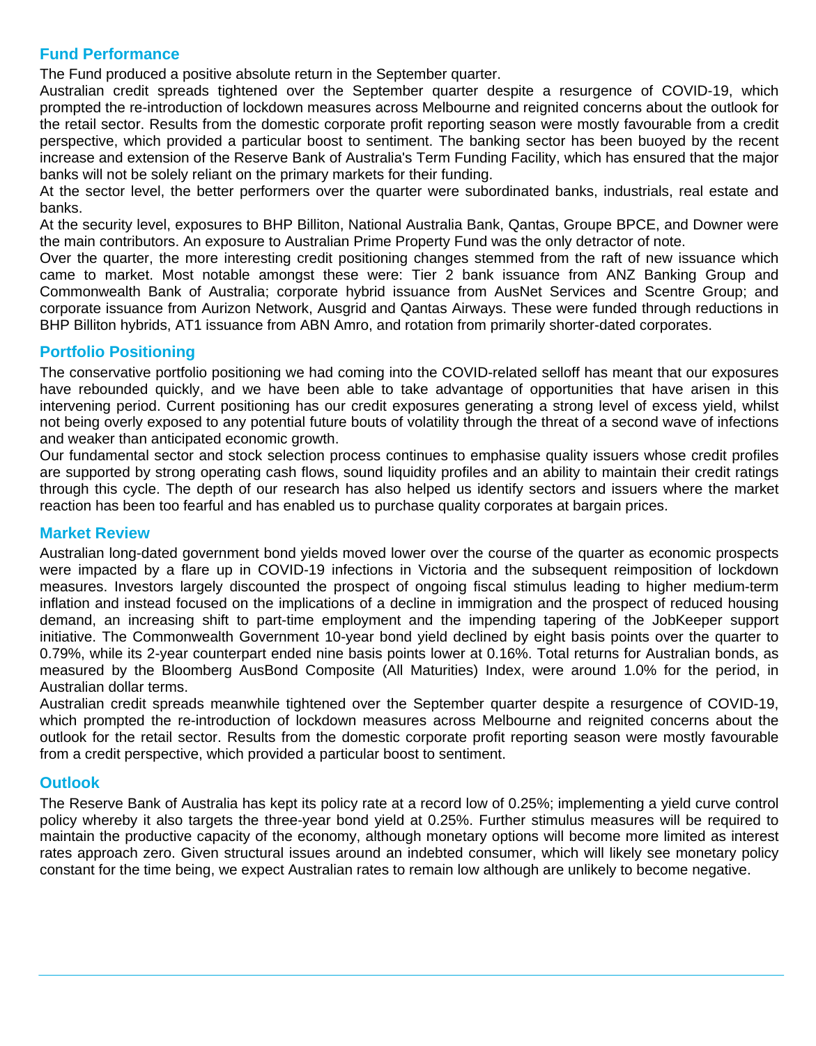## Fund Performance

The Fund produced a positive absolute return in the September quarter.

Australian credit spreads tightened over the September quarter despite a resurgence of COVID-19, which prompted the re-introduction of lockdown measures across Melbourne and reignited concerns about the outlook for the retail sector. Results from the domestic corporate profit reporting season were mostly favourable from a credit perspective, which provided a particular boost to sentiment. The banking sector has been buoyed by the recent increase and extension of the Reserve Bank of Australia's Term Funding Facility, which has ensured that the major banks will not be solely reliant on the primary markets for their funding.

At the sector level, the better performers over the quarter were subordinated banks, industrials, real estate and banks.

At the security level, exposures to BHP Billiton, National Australia Bank, Qantas, Groupe BPCE, and Downer were the main contributors. An exposure to Australian Prime Property Fund was the only detractor of note.

Over the quarter, the more interesting credit positioning changes stemmed from the raft of new issuance which came to market. Most notable amongst these were: Tier 2 bank issuance from ANZ Banking Group and Commonwealth Bank of Australia; corporate hybrid issuance from AusNet Services and Scentre Group; and corporate issuance from Aurizon Network, Ausgrid and Qantas Airways. These were funded through reductions in BHP Billiton hybrids, AT1 issuance from ABN Amro, and rotation from primarily shorter-dated corporates.

## Portfolio Positioning

The conservative portfolio positioning we had coming into the COVID-related selloff has meant that our exposures have rebounded quickly, and we have been able to take advantage of opportunities that have arisen in this intervening period. Current positioning has our credit exposures generating a strong level of excess yield, whilst not being overly exposed to any potential future bouts of volatility through the threat of a second wave of infections and weaker than anticipated economic growth.

Our fundamental sector and stock selection process continues to emphasise quality issuers whose credit profiles are supported by strong operating cash flows, sound liquidity profiles and an ability to maintain their credit ratings through this cycle. The depth of our research has also helped us identify sectors and issuers where the market reaction has been too fearful and has enabled us to purchase quality corporates at bargain prices.

## Market Review

Australian long-dated government bond yields moved lower over the course of the quarter as economic prospects were impacted by a flare up in COVID-19 infections in Victoria and the subsequent reimposition of lockdown measures. Investors largely discounted the prospect of ongoing fiscal stimulus leading to higher medium-term inflation and instead focused on the implications of a decline in immigration and the prospect of reduced housing demand, an increasing shift to part-time employment and the impending tapering of the JobKeeper support initiative. The Commonwealth Government 10-year bond yield declined by eight basis points over the quarter to 0.79%, while its 2-year counterpart ended nine basis points lower at 0.16%. Total returns for Australian bonds, as measured by the Bloomberg AusBond Composite (All Maturities) Index, were around 1.0% for the period, in Australian dollar terms.

Australian credit spreads meanwhile tightened over the September quarter despite a resurgence of COVID-19, which prompted the re-introduction of lockdown measures across Melbourne and reignited concerns about the outlook for the retail sector. Results from the domestic corporate profit reporting season were mostly favourable from a credit perspective, which provided a particular boost to sentiment.

## Outlook

The Reserve Bank of Australia has kept its policy rate at a record low of 0.25%; implementing a yield curve control policy whereby it also targets the three-year bond yield at 0.25%. Further stimulus measures will be required to maintain the productive capacity of the economy, although monetary options will become more limited as interest rates approach zero. Given structural issues around an indebted consumer, which will likely see monetary policy constant for the time being, we expect Australian rates to remain low although are unlikely to become negative.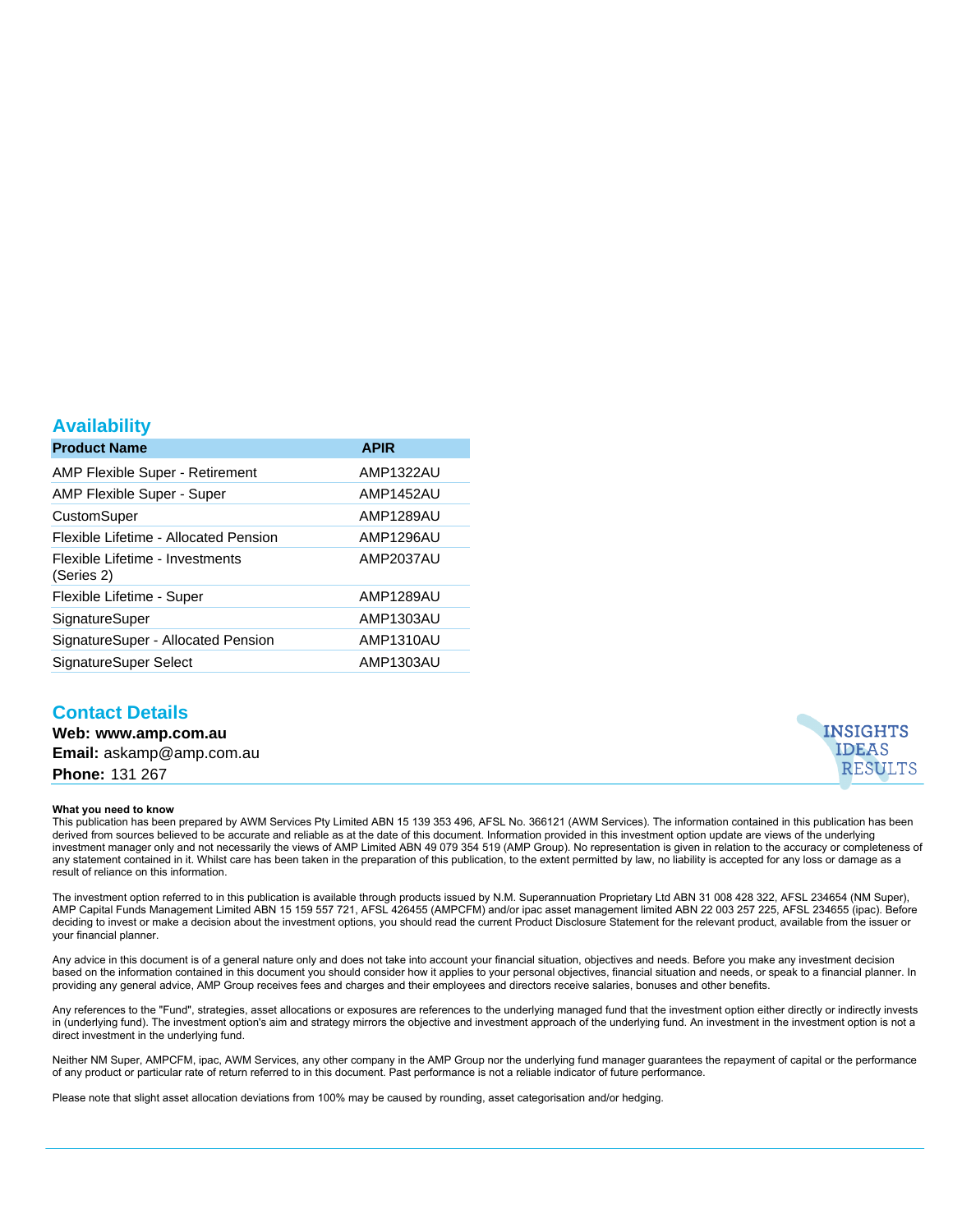## Availability

| Product Name | APIR |
| --- | --- |
| AMP Flexible Super - Retirement | AMP1322AU |
| AMP Flexible Super - Super | AMP1452AU |
| CustomSuper | AMP1289AU |
| Flexible Lifetime - Allocated Pension | AMP1296AU |
| Flexible Lifetime - Investments (Series 2) | AMP2037AU |
| Flexible Lifetime - Super | AMP1289AU |
| SignatureSuper | AMP1303AU |
| SignatureSuper - Allocated Pension | AMP1310AU |
| SignatureSuper Select | AMP1303AU |

## Contact Details

**Web: www.amp.com.au**
**Email:** askamp@amp.com.au
**Phone:** 131 267

INSIGHTS
IDEAS
RESULTS

**What you need to know**

This publication has been prepared by AWM Services Pty Limited ABN 15 139 353 496, AFSL No. 366121 (AWM Services). The information contained in this publication has been derived from sources believed to be accurate and reliable as at the date of this document. Information provided in this investment option update are views of the underlying investment manager only and not necessarily the views of AMP Limited ABN 49 079 354 519 (AMP Group). No representation is given in relation to the accuracy or completeness of any statement contained in it. Whilst care has been taken in the preparation of this publication, to the extent permitted by law, no liability is accepted for any loss or damage as a result of reliance on this information.

The investment option referred to in this publication is available through products issued by N.M. Superannuation Proprietary Ltd ABN 31 008 428 322, AFSL 234654 (NM Super), AMP Capital Funds Management Limited ABN 15 159 557 721, AFSL 426455 (AMPCFM) and/or ipac asset management limited ABN 22 003 257 225, AFSL 234655 (ipac). Before deciding to invest or make a decision about the investment options, you should read the current Product Disclosure Statement for the relevant product, available from the issuer or your financial planner.

Any advice in this document is of a general nature only and does not take into account your financial situation, objectives and needs. Before you make any investment decision based on the information contained in this document you should consider how it applies to your personal objectives, financial situation and needs, or speak to a financial planner. In providing any general advice, AMP Group receives fees and charges and their employees and directors receive salaries, bonuses and other benefits.

Any references to the "Fund", strategies, asset allocations or exposures are references to the underlying managed fund that the investment option either directly or indirectly invests in (underlying fund). The investment option's aim and strategy mirrors the objective and investment approach of the underlying fund. An investment in the investment option is not a direct investment in the underlying fund.

Neither NM Super, AMPCFM, ipac, AWM Services, any other company in the AMP Group nor the underlying fund manager guarantees the repayment of capital or the performance of any product or particular rate of return referred to in this document. Past performance is not a reliable indicator of future performance.

Please note that slight asset allocation deviations from 100% may be caused by rounding, asset categorisation and/or hedging.